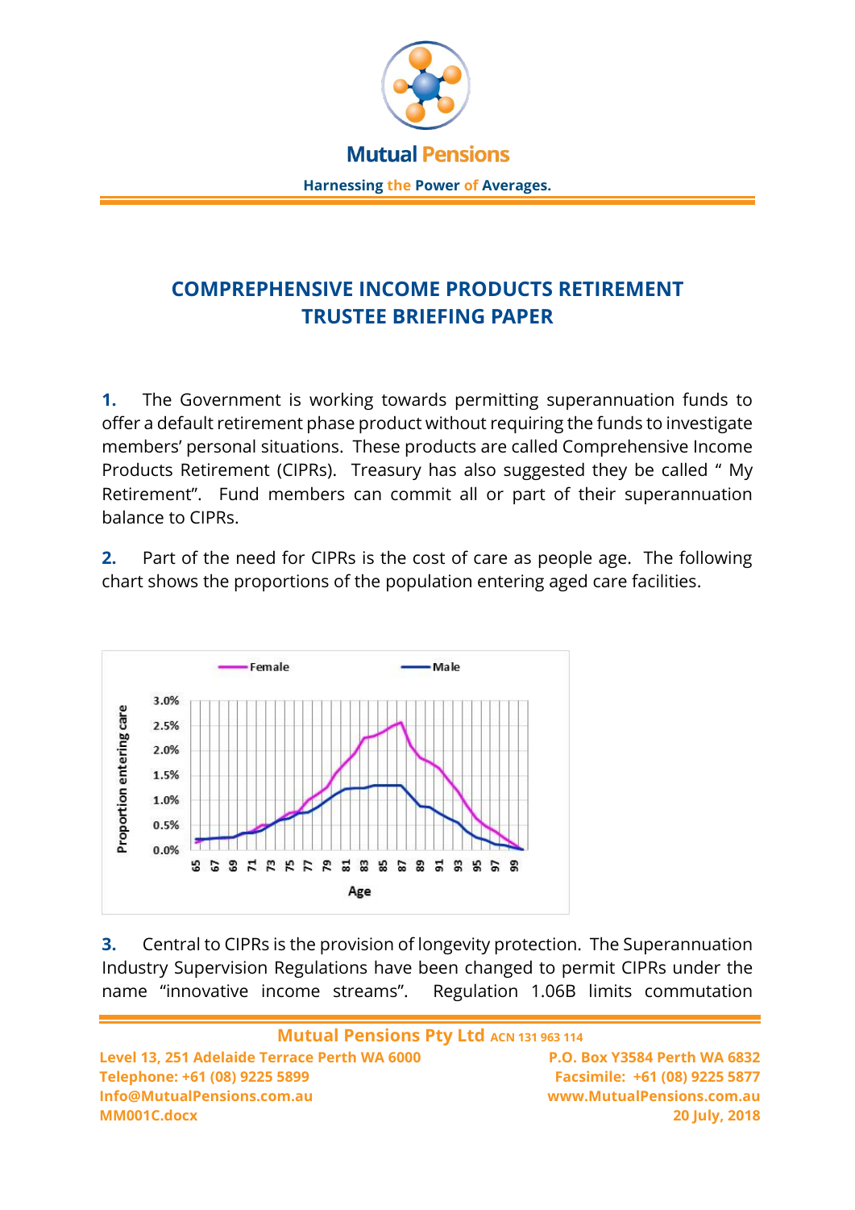# Mutual Pensions

**Harnessing the Power of Averages.**

## COMPREPHENSIVE INCOME PRODUCTS RETIREMENT TRUSTEE BRIEFING PAPER

**1.** The Government is working towards permitting superannuation funds to offer a default retirement phase product without requiring the funds to investigate members' personal situations. These products are called Comprehensive Income Products Retirement (CIPRs). Treasury has also suggested they be called " My Retirement". Fund members can commit all or part of their superannuation balance to CIPRs.

**2.** Part of the need for CIPRs is the cost of care as people age. The following chart shows the proportions of the population entering aged care facilities.

**3.** Central to CIPRs is the provision of longevity protection. The Superannuation Industry Supervision Regulations have been changed to permit CIPRs under the name "innovative income streams". Regulation 1.06B limits commutation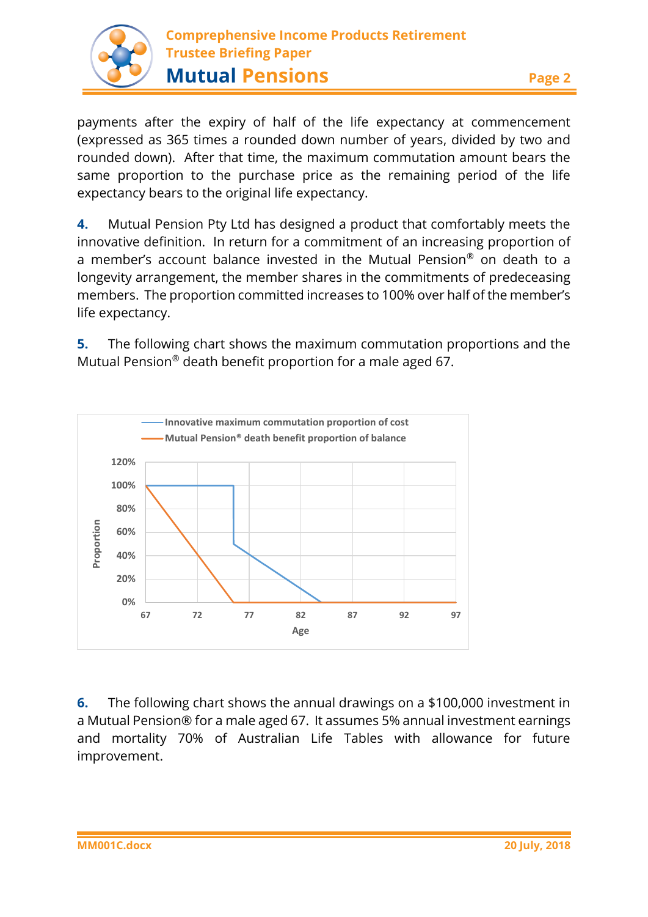payments after the expiry of half of the life expectancy at commencement (expressed as 365 times a rounded down number of years, divided by two and rounded down). After that time, the maximum commutation amount bears the same proportion to the purchase price as the remaining period of the life expectancy bears to the original life expectancy.

**4.** Mutual Pension Pty Ltd has designed a product that comfortably meets the innovative definition. In return for a commitment of an increasing proportion of a member's account balance invested in the Mutual Pension® on death to a longevity arrangement, the member shares in the commitments of predeceasing members. The proportion committed increases to 100% over half of the member's life expectancy.

**5.** The following chart shows the maximum commutation proportions and the Mutual Pension® death benefit proportion for a male aged 67.

**6.** The following chart shows the annual drawings on a $100,000 investment in a Mutual Pension® for a male aged 67. It assumes 5% annual investment earnings and mortality 70% of Australian Life Tables with allowance for future improvement.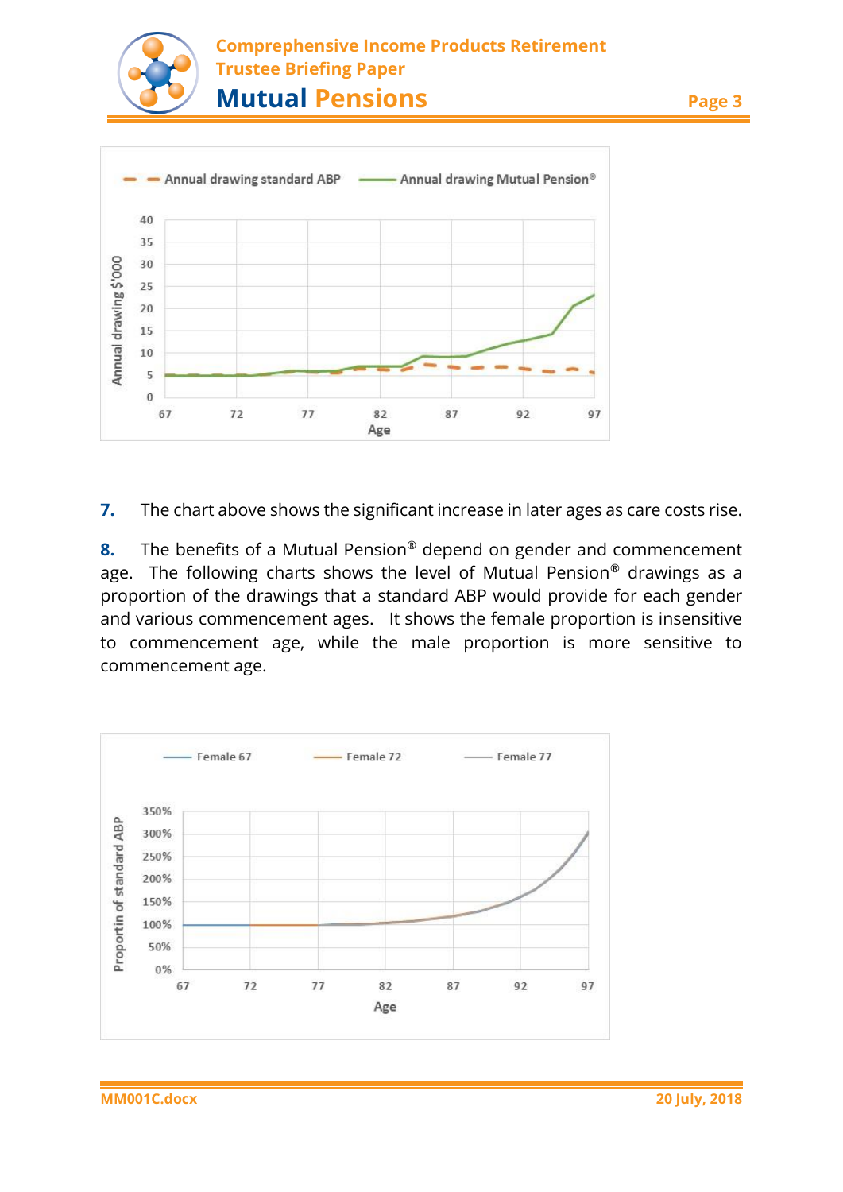Annual drawing standard ABP — Annual drawing Mutual Pension®

7. The chart above shows the significant increase in later ages as care costs rise.

8. The benefits of a Mutual Pension® depend on gender and commencement age. The following charts shows the level of Mutual Pension® drawings as a proportion of the drawings that a standard ABP would provide for each gender and various commencement ages. It shows the female proportion is insensitive to commencement age, while the male proportion is more sensitive to commencement age.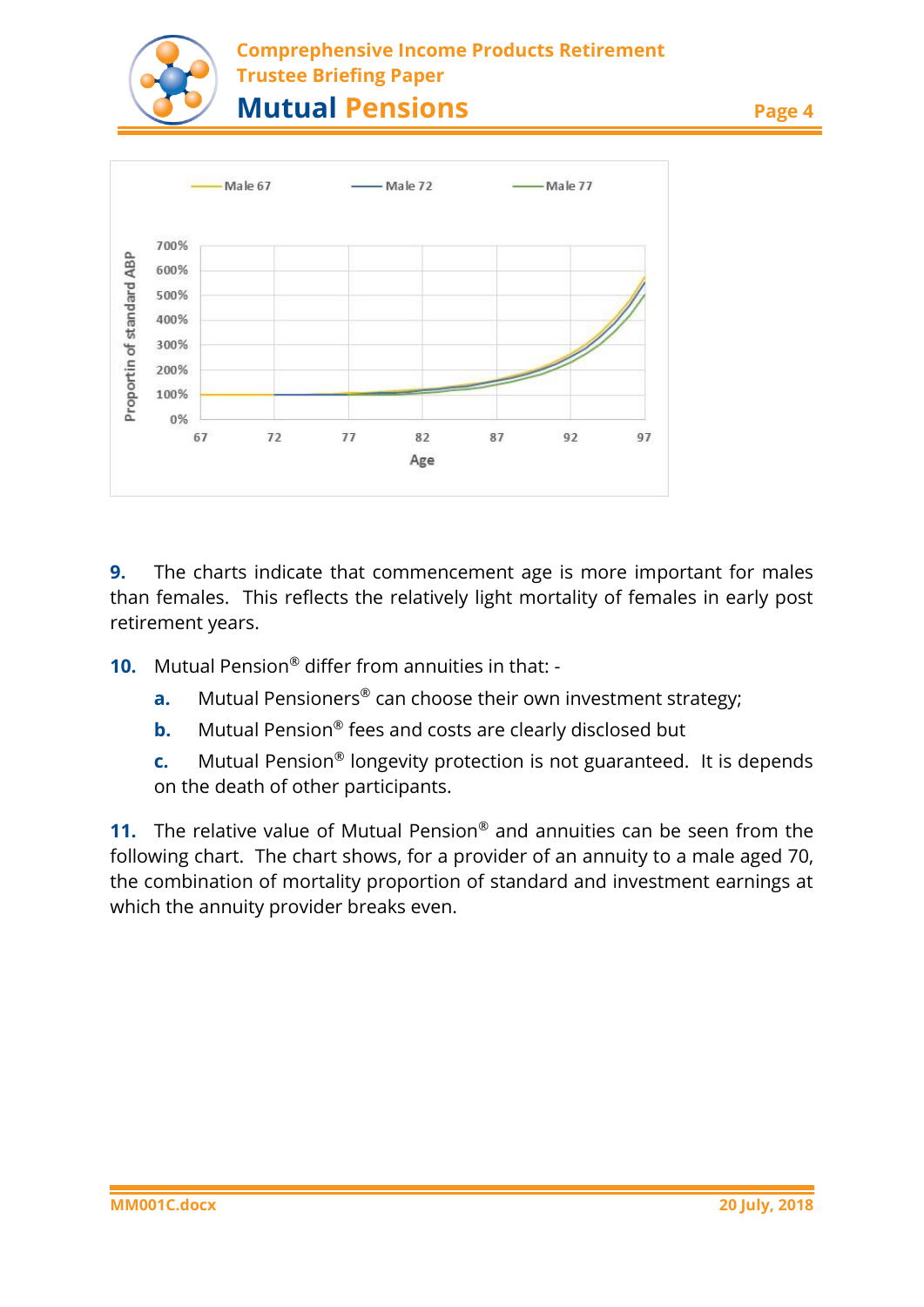Male 67 | Male 72 | Male 77

Proportin of standard ABP

700%
600%
500%
400%
300%
200%
100%
0%

67 72 77 82 87 92 97

Age

**9.** The charts indicate that commencement age is more important for males than females. This reflects the relatively light mortality of females in early post retirement years.

**10.** Mutual Pension® differ from annuities in that: -

- **a.** Mutual Pensioners® can choose their own investment strategy;
- **b.** Mutual Pension® fees and costs are clearly disclosed but
- **c.** Mutual Pension® longevity protection is not guaranteed. It is depends on the death of other participants.

**11.** The relative value of Mutual Pension® and annuities can be seen from the following chart. The chart shows, for a provider of an annuity to a male aged 70, the combination of mortality proportion of standard and investment earnings at which the annuity provider breaks even.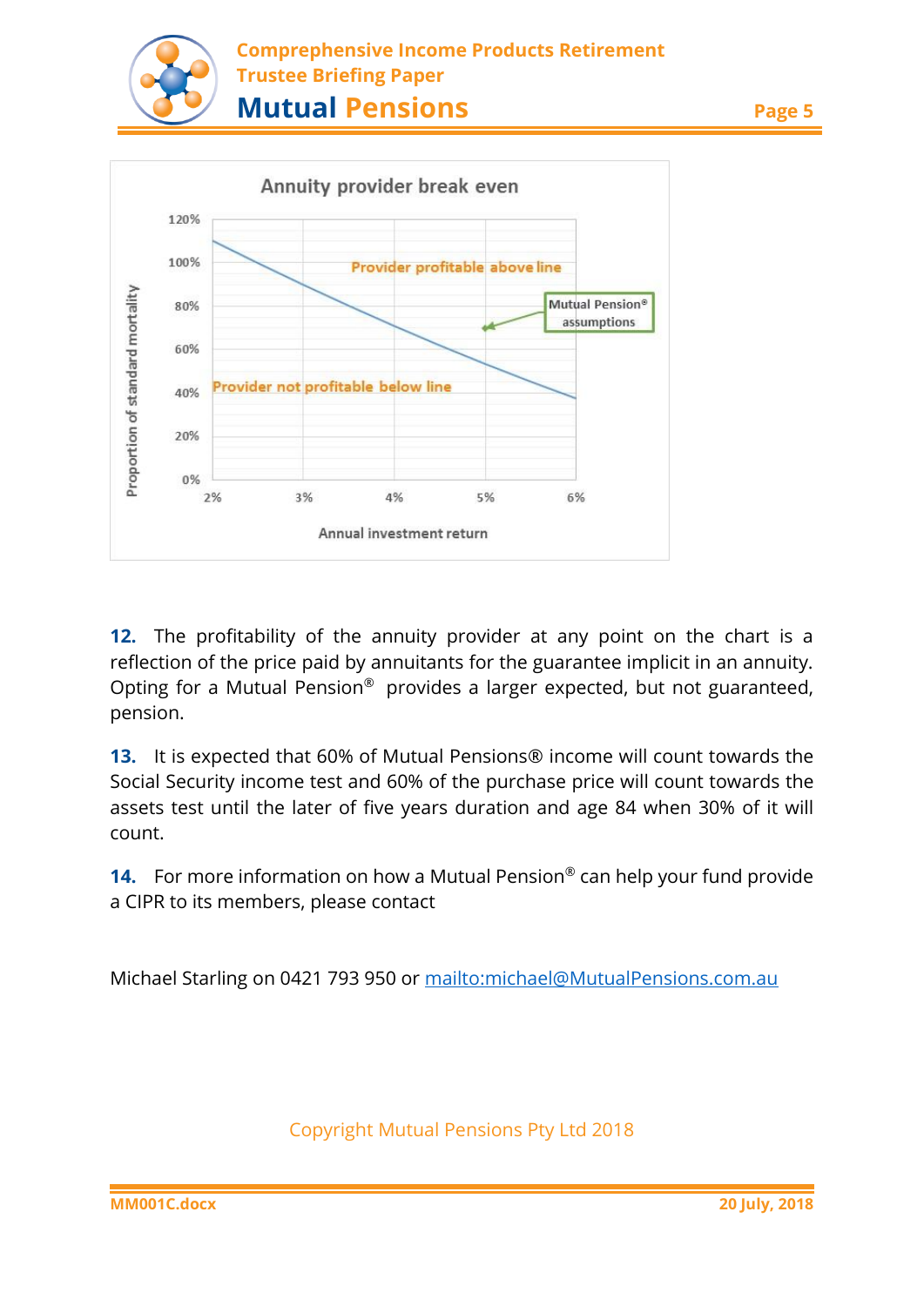Annuity provider break even

Proportion of standard mortality

120%
100%
80%
60%
40%
20%
0%

2%
3%
4%
5%
6%

Annual investment return

Provider profitable above line

Provider not profitable below line

Mutual Pension® assumptions

**12.** The profitability of the annuity provider at any point on the chart is a reflection of the price paid by annuitants for the guarantee implicit in an annuity. Opting for a Mutual Pension® provides a larger expected, but not guaranteed, pension.

**13.** It is expected that 60% of Mutual Pensions® income will count towards the Social Security income test and 60% of the purchase price will count towards the assets test until the later of five years duration and age 84 when 30% of it will count.

**14.** For more information on how a Mutual Pension® can help your fund provide a CIPR to its members, please contact

Michael Starling on 0421 793 950 or [mailto:michael@MutualPensions.com.au](mailto:michael@MutualPensions.com.au)

Copyright Mutual Pensions Pty Ltd 2018